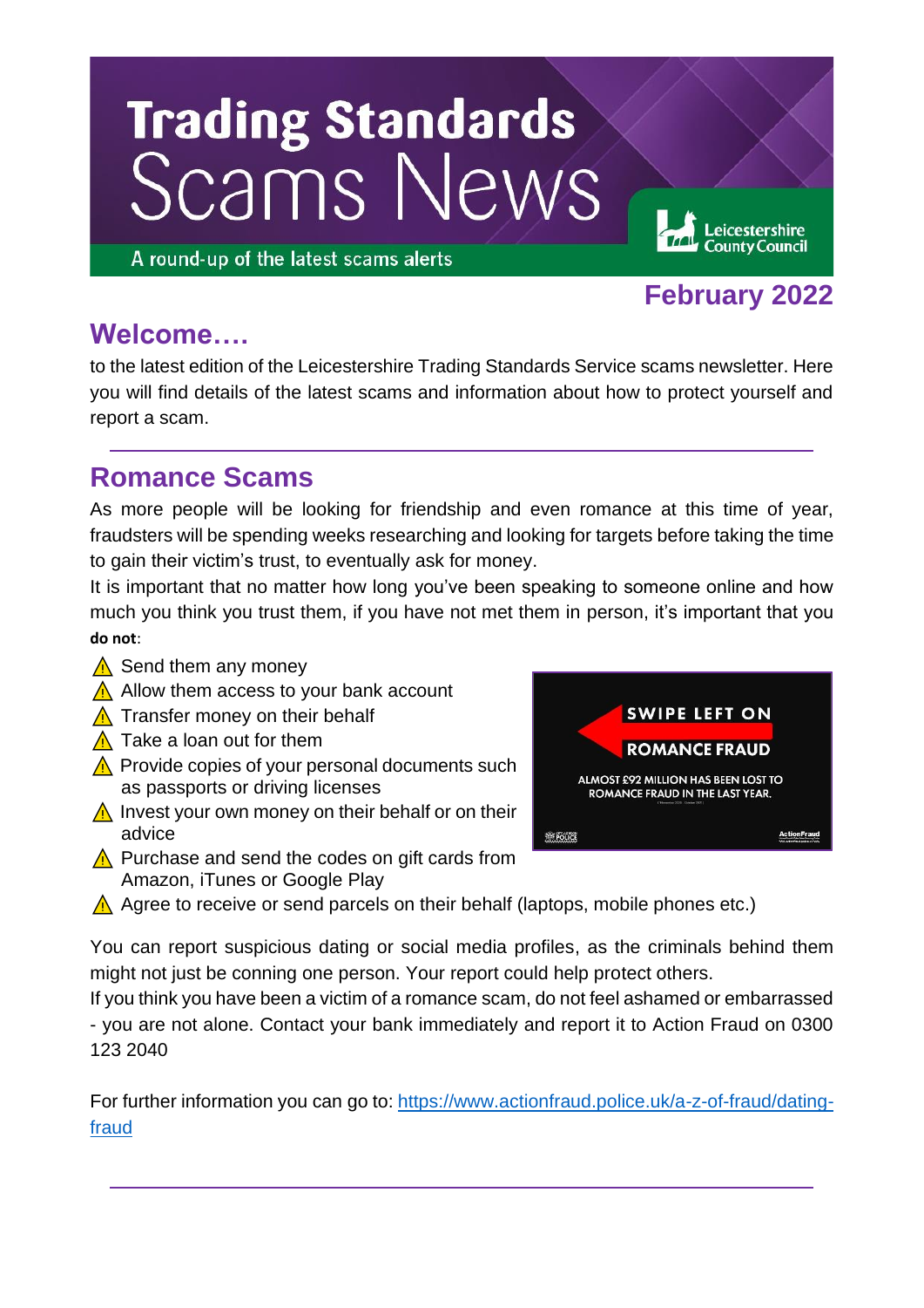# Trading Standards Scams News

A round-up of the latest scams alerts

Leicestershire County Council

**February 2022**

## Welcome….

to the latest edition of the Leicestershire Trading Standards Service scams newsletter. Here you will find details of the latest scams and information about how to protect yourself and report a scam.

## Romance Scams

As more people will be looking for friendship and even romance at this time of year, fraudsters will be spending weeks researching and looking for targets before taking the time to gain their victim's trust, to eventually ask for money.

It is important that no matter how long you've been speaking to someone online and how much you think you trust them, if you have not met them in person, it's important that you **do not**:

- ⚠ Send them any money
- ⚠ Allow them access to your bank account
- ⚠ Transfer money on their behalf
- ⚠ Take a loan out for them
- ⚠ Provide copies of your personal documents such as passports or driving licenses
- ⚠ Invest your own money on their behalf or on their advice
- ⚠ Purchase and send the codes on gift cards from Amazon, iTunes or Google Play
- ⚠ Agree to receive or send parcels on their behalf (laptops, mobile phones etc.)

SWIPE LEFT ON ROMANCE FRAUD

ALMOST £92 MILLION HAS BEEN LOST TO ROMANCE FRAUD IN THE LAST YEAR.

ActionFraud

You can report suspicious dating or social media profiles, as the criminals behind them might not just be conning one person. Your report could help protect others.

If you think you have been a victim of a romance scam, do not feel ashamed or embarrassed - you are not alone. Contact your bank immediately and report it to Action Fraud on 0300 123 2040

For further information you can go to: https://www.actionfraud.police.uk/a-z-of-fraud/dating-fraud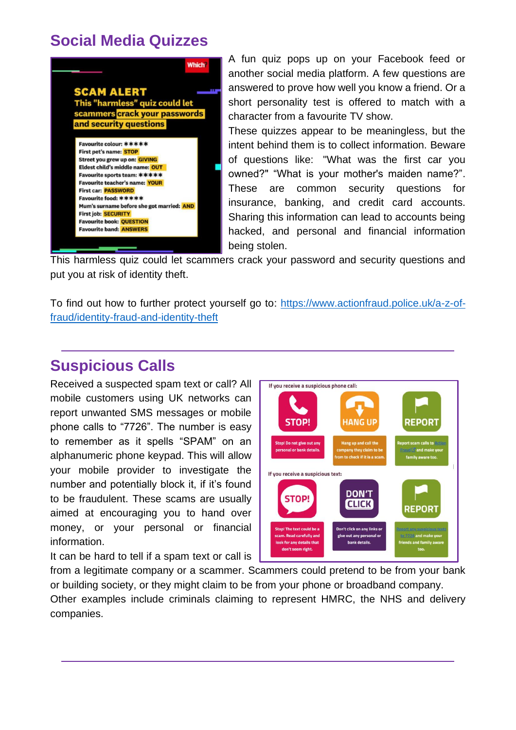## Social Media Quizzes

A fun quiz pops up on your Facebook feed or another social media platform. A few questions are answered to prove how well you know a friend. Or a short personality test is offered to match with a character from a favourite TV show.

These quizzes appear to be meaningless, but the intent behind them is to collect information. Beware of questions like: "What was the first car you owned?" "What is your mother's maiden name?". These are common security questions for insurance, banking, and credit card accounts. Sharing this information can lead to accounts being hacked, and personal and financial information being stolen.

This harmless quiz could let scammers crack your password and security questions and put you at risk of identity theft.

To find out how to further protect yourself go to: [https://www.actionfraud.police.uk/a-z-of-fraud/identity-fraud-and-identity-theft](https://www.actionfraud.police.uk/a-z-of-fraud/identity-fraud-and-identity-theft)

---

## Suspicious Calls

Received a suspected spam text or call? All mobile customers using UK networks can report unwanted SMS messages or mobile phone calls to "7726". The number is easy to remember as it spells "SPAM" on an alphanumeric phone keypad. This will allow your mobile provider to investigate the number and potentially block it, if it's found to be fraudulent. These scams are usually aimed at encouraging you to hand over money, or your personal or financial information.

It can be hard to tell if a spam text or call is from a legitimate company or a scammer. Scammers could pretend to be from your bank or building society, or they might claim to be from your phone or broadband company. Other examples include criminals claiming to represent HMRC, the NHS and delivery companies.

---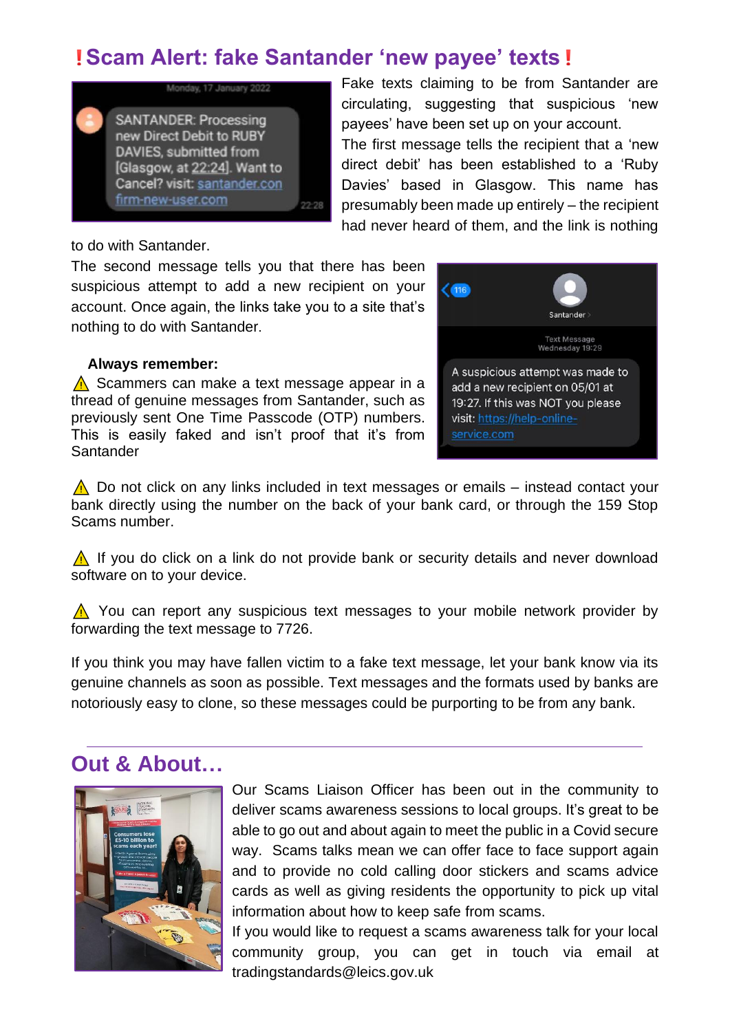## ❗Scam Alert: fake Santander 'new payee' texts❗

Fake texts claiming to be from Santander are circulating, suggesting that suspicious 'new payees' have been set up on your account.

The first message tells the recipient that a 'new direct debit' has been established to a 'Ruby Davies' based in Glasgow. This name has presumably been made up entirely – the recipient had never heard of them, and the link is nothing to do with Santander.

The second message tells you that there has been suspicious attempt to add a new recipient on your account. Once again, the links take you to a site that's nothing to do with Santander.

**Always remember:**

⚠ Scammers can make a text message appear in a thread of genuine messages from Santander, such as previously sent One Time Passcode (OTP) numbers. This is easily faked and isn't proof that it's from Santander

⚠ Do not click on any links included in text messages or emails – instead contact your bank directly using the number on the back of your bank card, or through the 159 Stop Scams number.

⚠ If you do click on a link do not provide bank or security details and never download software on to your device.

⚠ You can report any suspicious text messages to your mobile network provider by forwarding the text message to 7726.

If you think you may have fallen victim to a fake text message, let your bank know via its genuine channels as soon as possible. Text messages and the formats used by banks are notoriously easy to clone, so these messages could be purporting to be from any bank.

---

## Out & About…

Our Scams Liaison Officer has been out in the community to deliver scams awareness sessions to local groups. It's great to be able to go out and about again to meet the public in a Covid secure way. Scams talks mean we can offer face to face support again and to provide no cold calling door stickers and scams advice cards as well as giving residents the opportunity to pick up vital information about how to keep safe from scams.

If you would like to request a scams awareness talk for your local community group, you can get in touch via email at tradingstandards@leics.gov.uk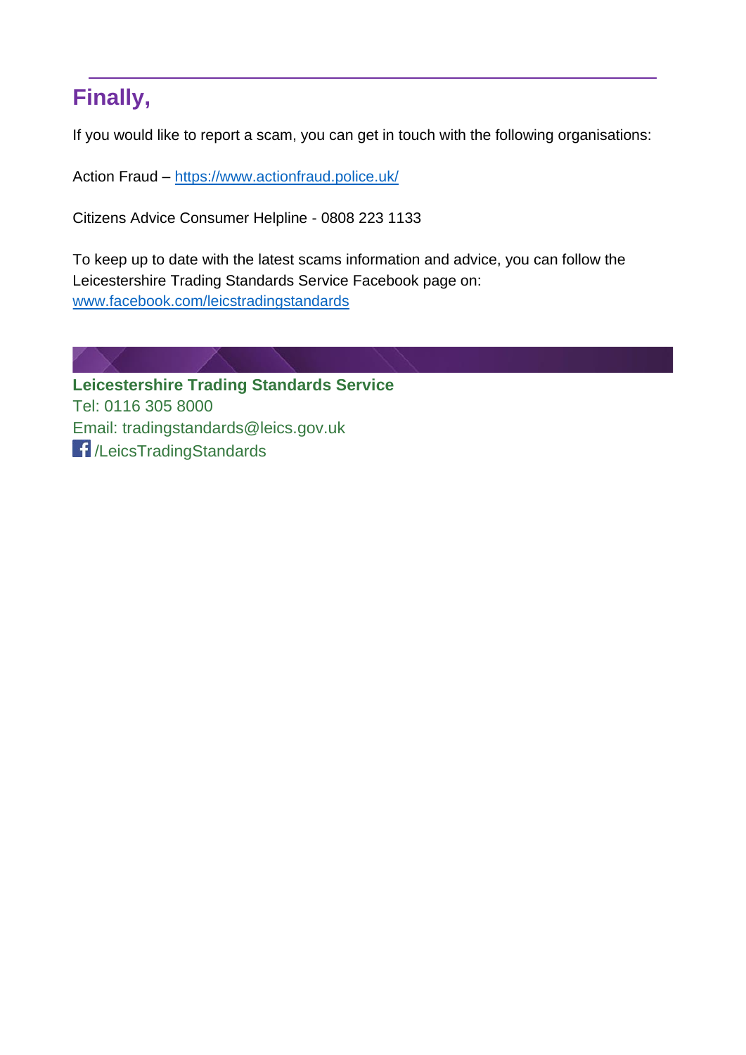## Finally,

If you would like to report a scam, you can get in touch with the following organisations:

Action Fraud – https://www.actionfraud.police.uk/

Citizens Advice Consumer Helpline - 0808 223 1133

To keep up to date with the latest scams information and advice, you can follow the Leicestershire Trading Standards Service Facebook page on: www.facebook.com/leicstradingstandards

**Leicestershire Trading Standards Service**
Tel: 0116 305 8000
Email: tradingstandards@leics.gov.uk
/LeicsTradingStandards